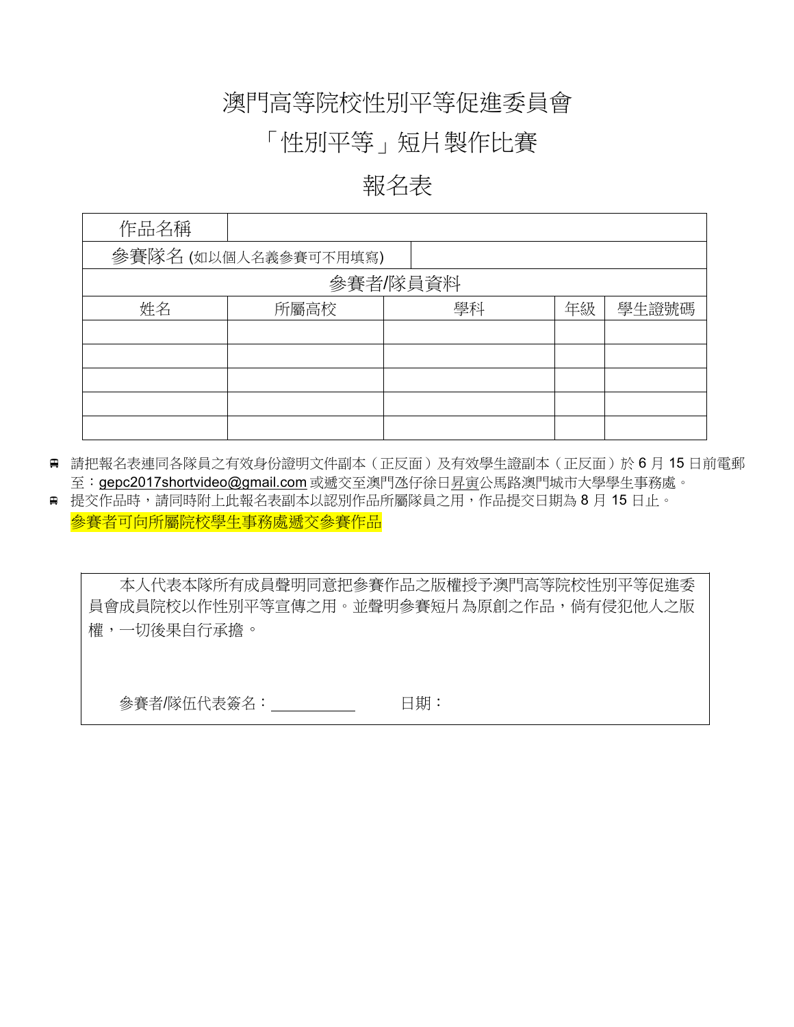# 澳門高等院校性別平等促進委員會

# 「性別平等」短片製作比賽

# 報名表

| 作品名稱 | | | | |
|---|---|---|---|---|
| 參賽隊名 (如以個人名義參賽可不用填寫) | | | | |
| 參賽者/隊員資料 | | | | |
| 姓名 | 所屬高校 | 學科 | 年級 | 學生證號碼 |
| | | | | |
| | | | | |
| | | | | |
| | | | | |
| | | | | |

- 請把報名表連同各隊員之有效身份證明文件副本（正反面）及有效學生證副本（正反面）於 6 月 15 日前電郵至：gepc2017shortvideo@gmail.com 或遞交至澳門氹仔徐日昇寅公馬路澳門城市大學學生事務處。
- 提交作品時，請同時附上此報名表副本以認別作品所屬隊員之用，作品提交日期為 8 月 15 日止。
  參賽者可向所屬院校學生事務處遞交參賽作品

本人代表本隊所有成員聲明同意把參賽作品之版權授予澳門高等院校性別平等促進委員會成員院校以作性別平等宣傳之用。並聲明參賽短片為原創之作品，倘有侵犯他人之版權，一切後果自行承擔。

參賽者/隊伍代表簽名：__________　　　日期：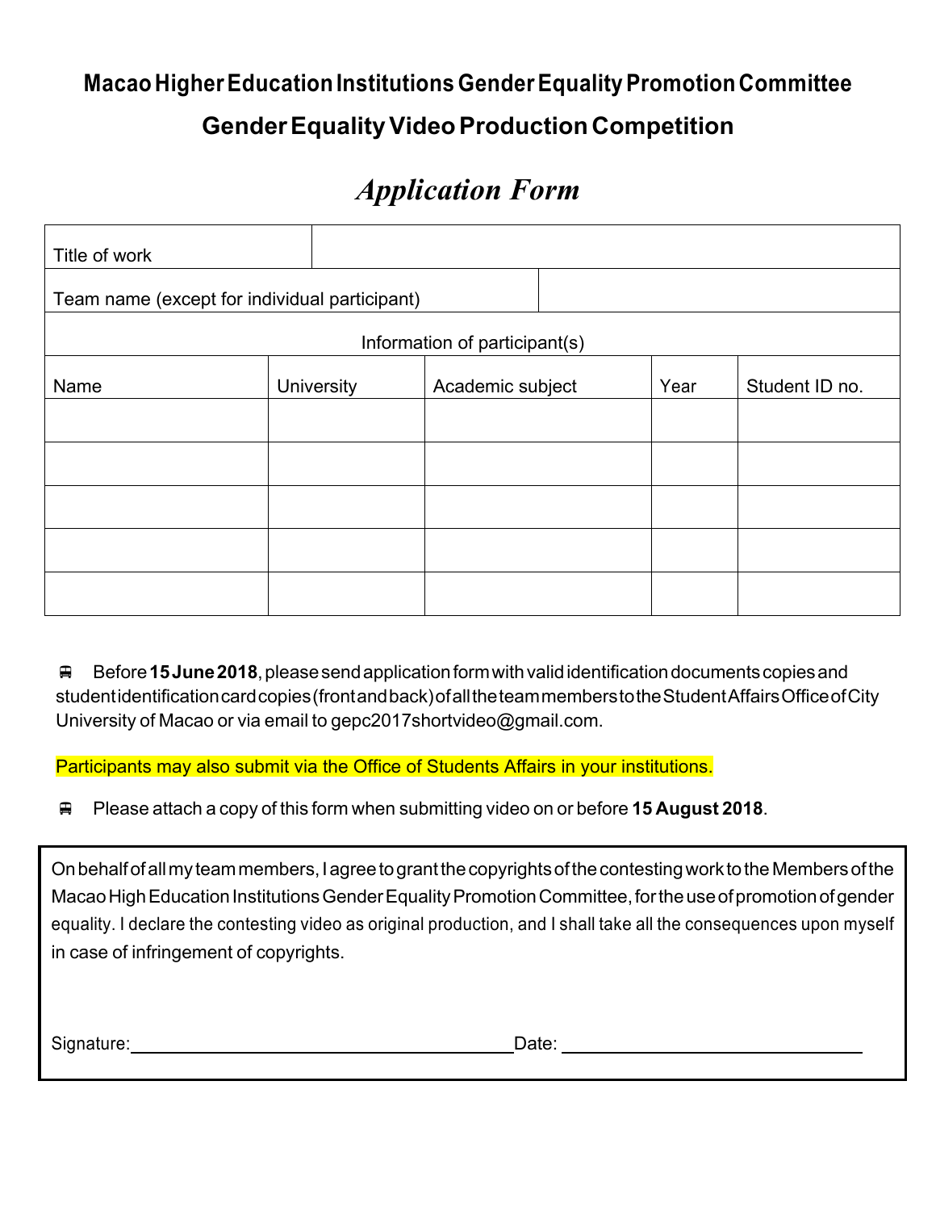## Macao Higher Education Institutions Gender Equality Promotion Committee

## Gender Equality Video Production Competition

# *Application Form*

| | |
|---|---|
| Title of work | |
| Team name (except for individual participant) | |

| Information of participant(s) | | | | |
|---|---|---|---|---|
| Name | University | Academic subject | Year | Student ID no. |
| | | | | |
| | | | | |
| | | | | |
| | | | | |
| | | | | |

- Before **15 June 2018**, please send application form with valid identification documents copies and student identification card copies (front and back) of all the team members to the Student Affairs Office of City University of Macao or via email to gepc2017shortvideo@gmail.com.

Participants may also submit via the Office of Students Affairs in your institutions.

- Please attach a copy of this form when submitting video on or before **15 August 2018**.

On behalf of all my team members, I agree to grant the copyrights of the contesting work to the Members of the Macao High Education Institutions Gender Equality Promotion Committee, for the use of promotion of gender equality. I declare the contesting video as original production, and I shall take all the consequences upon myself in case of infringement of copyrights.

Signature:______________________________ Date: ________________________